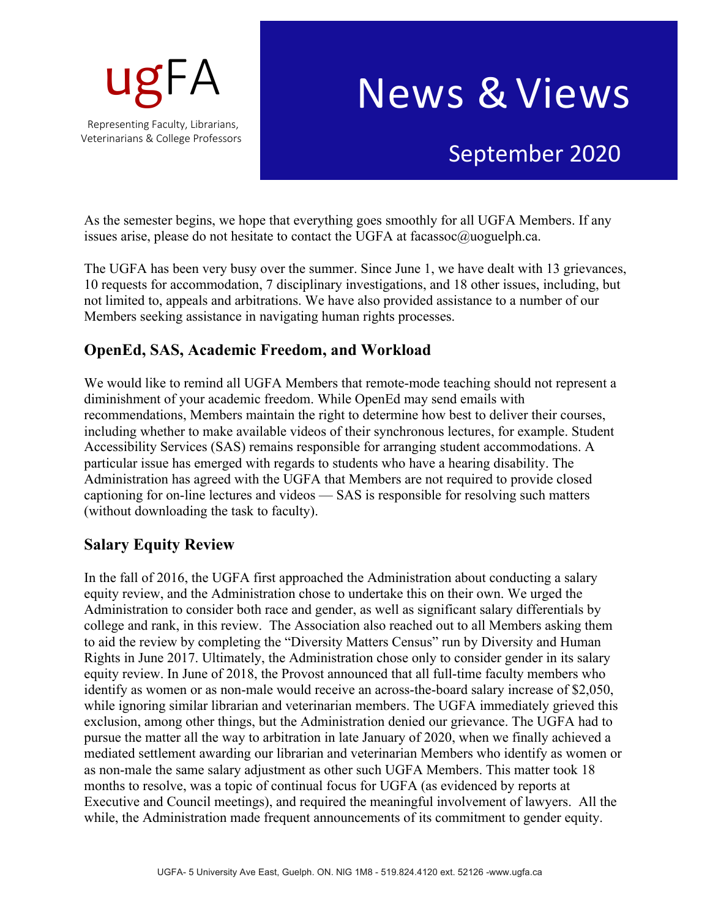ugFA

Representing Faculty, Librarians, Veterinarians & College Professors

# News & Views

## September 2020

As the semester begins, we hope that everything goes smoothly for all UGFA Members. If any issues arise, please do not hesitate to contact the UGFA at facassoc@uoguelph.ca.

The UGFA has been very busy over the summer. Since June 1, we have dealt with 13 grievances, 10 requests for accommodation, 7 disciplinary investigations, and 18 other issues, including, but not limited to, appeals and arbitrations. We have also provided assistance to a number of our Members seeking assistance in navigating human rights processes.

### OpenEd, SAS, Academic Freedom, and Workload

We would like to remind all UGFA Members that remote-mode teaching should not represent a diminishment of your academic freedom. While OpenEd may send emails with recommendations, Members maintain the right to determine how best to deliver their courses, including whether to make available videos of their synchronous lectures, for example. Student Accessibility Services (SAS) remains responsible for arranging student accommodations. A particular issue has emerged with regards to students who have a hearing disability. The Administration has agreed with the UGFA that Members are not required to provide closed captioning for on-line lectures and videos — SAS is responsible for resolving such matters (without downloading the task to faculty).

### Salary Equity Review

In the fall of 2016, the UGFA first approached the Administration about conducting a salary equity review, and the Administration chose to undertake this on their own. We urged the Administration to consider both race and gender, as well as significant salary differentials by college and rank, in this review. The Association also reached out to all Members asking them to aid the review by completing the "Diversity Matters Census" run by Diversity and Human Rights in June 2017. Ultimately, the Administration chose only to consider gender in its salary equity review. In June of 2018, the Provost announced that all full-time faculty members who identify as women or as non-male would receive an across-the-board salary increase of $2,050, while ignoring similar librarian and veterinarian members. The UGFA immediately grieved this exclusion, among other things, but the Administration denied our grievance. The UGFA had to pursue the matter all the way to arbitration in late January of 2020, when we finally achieved a mediated settlement awarding our librarian and veterinarian Members who identify as women or as non-male the same salary adjustment as other such UGFA Members. This matter took 18 months to resolve, was a topic of continual focus for UGFA (as evidenced by reports at Executive and Council meetings), and required the meaningful involvement of lawyers. All the while, the Administration made frequent announcements of its commitment to gender equity.

UGFA- 5 University Ave East, Guelph. ON. NIG 1M8 - 519.824.4120 ext. 52126 -www.ugfa.ca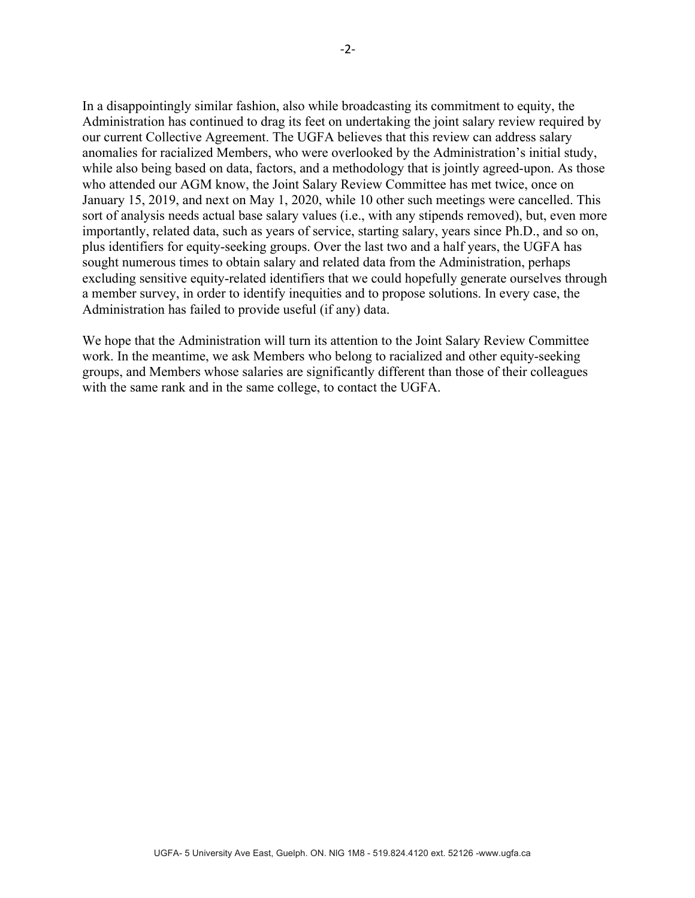In a disappointingly similar fashion, also while broadcasting its commitment to equity, the Administration has continued to drag its feet on undertaking the joint salary review required by our current Collective Agreement. The UGFA believes that this review can address salary anomalies for racialized Members, who were overlooked by the Administration's initial study, while also being based on data, factors, and a methodology that is jointly agreed-upon. As those who attended our AGM know, the Joint Salary Review Committee has met twice, once on January 15, 2019, and next on May 1, 2020, while 10 other such meetings were cancelled. This sort of analysis needs actual base salary values (i.e., with any stipends removed), but, even more importantly, related data, such as years of service, starting salary, years since Ph.D., and so on, plus identifiers for equity-seeking groups. Over the last two and a half years, the UGFA has sought numerous times to obtain salary and related data from the Administration, perhaps excluding sensitive equity-related identifiers that we could hopefully generate ourselves through a member survey, in order to identify inequities and to propose solutions. In every case, the Administration has failed to provide useful (if any) data.

We hope that the Administration will turn its attention to the Joint Salary Review Committee work. In the meantime, we ask Members who belong to racialized and other equity-seeking groups, and Members whose salaries are significantly different than those of their colleagues with the same rank and in the same college, to contact the UGFA.